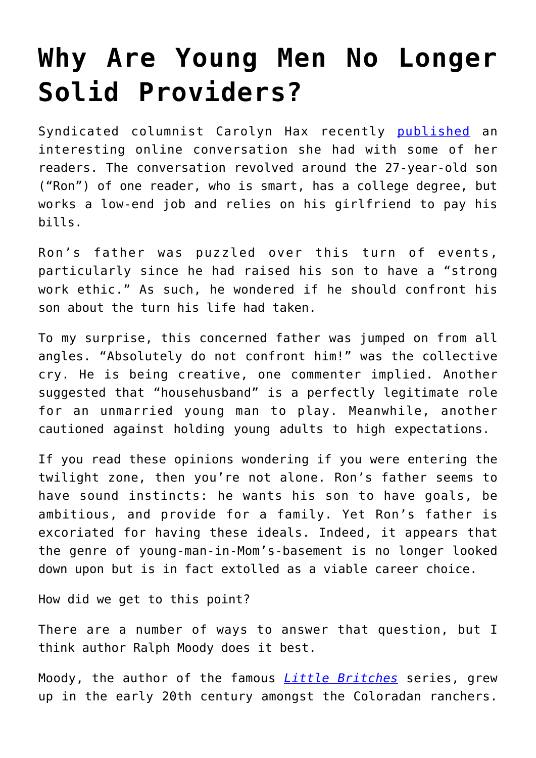# Why Are Young Men No Longer Solid Providers?

Syndicated columnist Carolyn Hax recently [published](#) an interesting online conversation she had with some of her readers. The conversation revolved around the 27-year-old son ("Ron") of one reader, who is smart, has a college degree, but works a low-end job and relies on his girlfriend to pay his bills.

Ron's father was puzzled over this turn of events, particularly since he had raised his son to have a "strong work ethic." As such, he wondered if he should confront his son about the turn his life had taken.

To my surprise, this concerned father was jumped on from all angles. "Absolutely do not confront him!" was the collective cry. He is being creative, one commenter implied. Another suggested that "househusband" is a perfectly legitimate role for an unmarried young man to play. Meanwhile, another cautioned against holding young adults to high expectations.

If you read these opinions wondering if you were entering the twilight zone, then you're not alone. Ron's father seems to have sound instincts: he wants his son to have goals, be ambitious, and provide for a family. Yet Ron's father is excoriated for having these ideals. Indeed, it appears that the genre of young-man-in-Mom's-basement is no longer looked down upon but is in fact extolled as a viable career choice.

How did we get to this point?

There are a number of ways to answer that question, but I think author Ralph Moody does it best.

Moody, the author of the famous [*Little Britches*](#) series, grew up in the early 20th century amongst the Coloradan ranchers.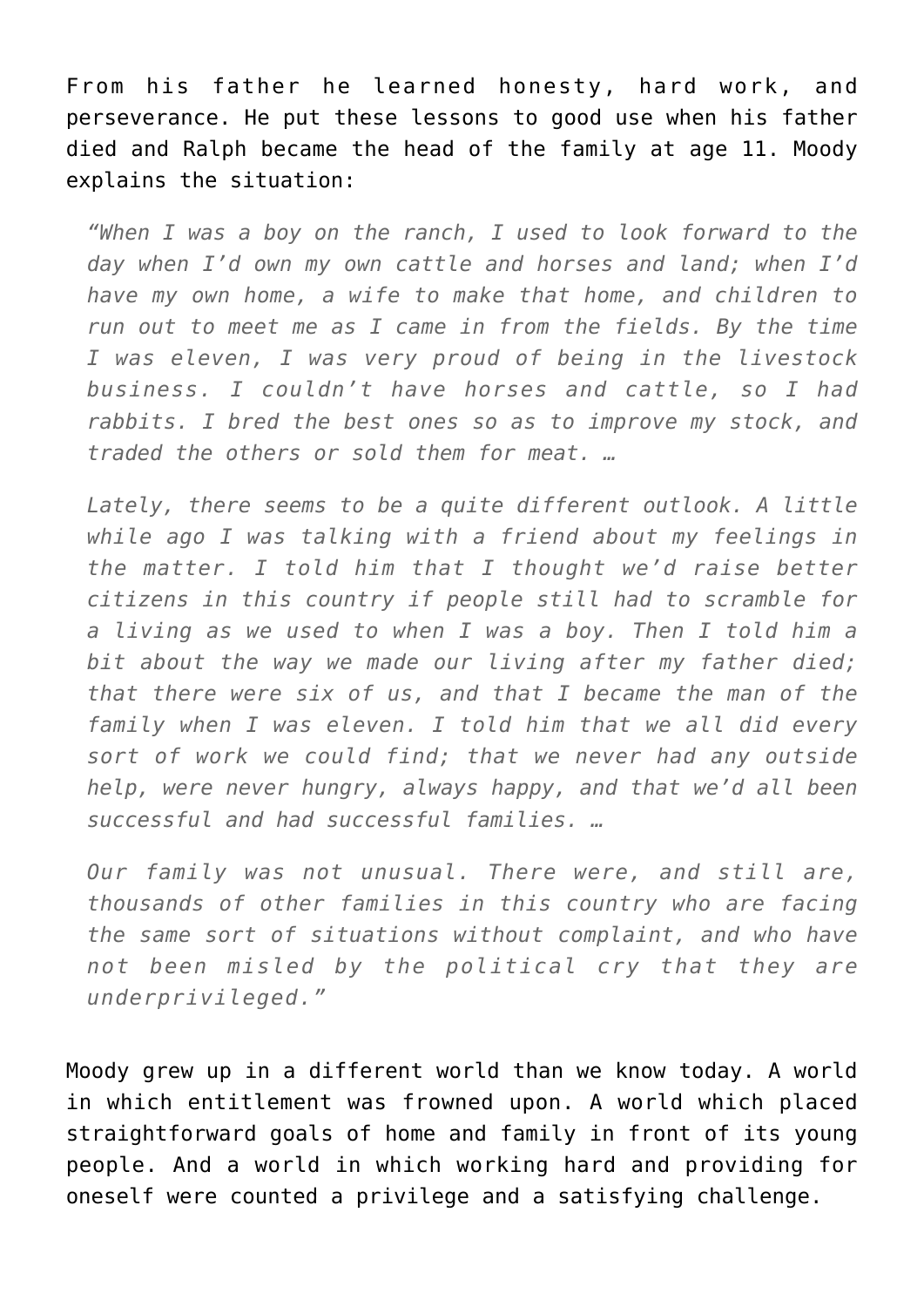From his father he learned honesty, hard work, and perseverance. He put these lessons to good use when his father died and Ralph became the head of the family at age 11. Moody explains the situation:

> *"When I was a boy on the ranch, I used to look forward to the day when I'd own my own cattle and horses and land; when I'd have my own home, a wife to make that home, and children to run out to meet me as I came in from the fields. By the time I was eleven, I was very proud of being in the livestock business. I couldn't have horses and cattle, so I had rabbits. I bred the best ones so as to improve my stock, and traded the others or sold them for meat. …*
>
> *Lately, there seems to be a quite different outlook. A little while ago I was talking with a friend about my feelings in the matter. I told him that I thought we'd raise better citizens in this country if people still had to scramble for a living as we used to when I was a boy. Then I told him a bit about the way we made our living after my father died; that there were six of us, and that I became the man of the family when I was eleven. I told him that we all did every sort of work we could find; that we never had any outside help, were never hungry, always happy, and that we'd all been successful and had successful families. …*
>
> *Our family was not unusual. There were, and still are, thousands of other families in this country who are facing the same sort of situations without complaint, and who have not been misled by the political cry that they are underprivileged."*

Moody grew up in a different world than we know today. A world in which entitlement was frowned upon. A world which placed straightforward goals of home and family in front of its young people. And a world in which working hard and providing for oneself were counted a privilege and a satisfying challenge.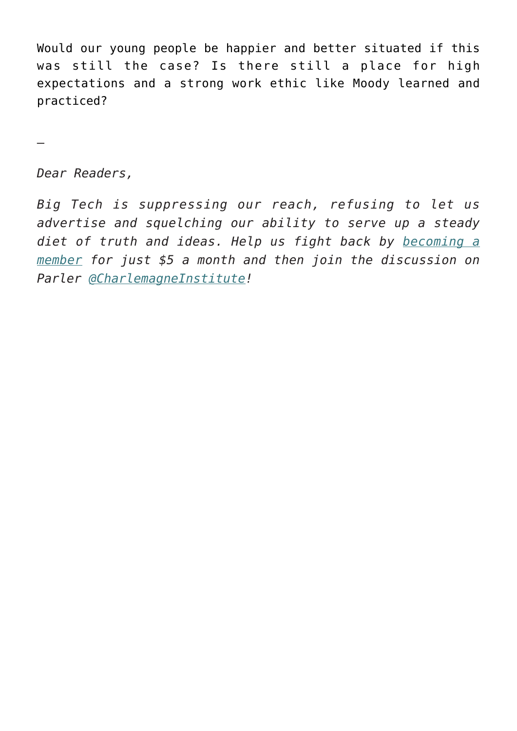Would our young people be happier and better situated if this was still the case? Is there still a place for high expectations and a strong work ethic like Moody learned and practiced?

—

*Dear Readers,*

*Big Tech is suppressing our reach, refusing to let us advertise and squelching our ability to serve up a steady diet of truth and ideas. Help us fight back by [becoming a member](#) for just $5 a month and then join the discussion on Parler [@CharlemagneInstitute](#)!*